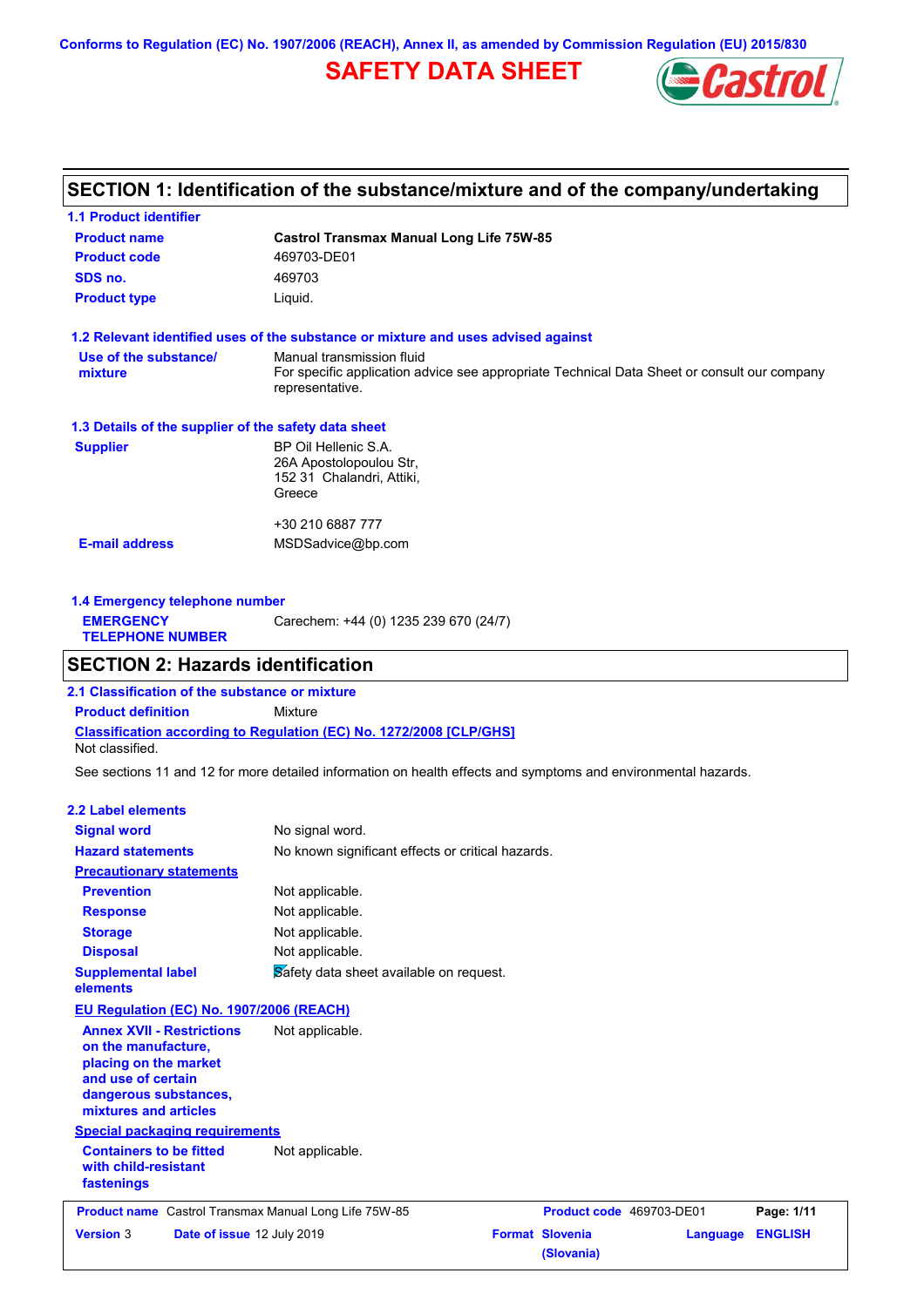Conforms to Regulation (EC) No. 1907/2006 (REACH), Annex II, as amended by Commission Regulation (EU) 2015/830

# SAFETY DATA SHEET

## SECTION 1: Identification of the substance/mixture and of the company/undertaking

### 1.1 Product identifier

| | |
|---|---|
| **Product name** | **Castrol Transmax Manual Long Life 75W-85** |
| **Product code** | 469703-DE01 |
| **SDS no.** | 469703 |
| **Product type** | Liquid. |

### 1.2 Relevant identified uses of the substance or mixture and uses advised against

| | |
|---|---|
| **Use of the substance/ mixture** | Manual transmission fluid<br>For specific application advice see appropriate Technical Data Sheet or consult our company representative. |

### 1.3 Details of the supplier of the safety data sheet

| | |
|---|---|
| **Supplier** | BP Oil Hellenic S.A.<br>26A Apostolopoulou Str,<br>152 31 Chalandri, Attiki,<br>Greece<br><br>+30 210 6887 777 |
| **E-mail address** | MSDSadvice@bp.com |

### 1.4 Emergency telephone number

| | |
|---|---|
| **EMERGENCY TELEPHONE NUMBER** | Carechem: +44 (0) 1235 239 670 (24/7) |

## SECTION 2: Hazards identification

### 2.1 Classification of the substance or mixture

**Product definition** Mixture

**Classification according to Regulation (EC) No. 1272/2008 [CLP/GHS]**

Not classified.

See sections 11 and 12 for more detailed information on health effects and symptoms and environmental hazards.

### 2.2 Label elements

| | |
|---|---|
| **Signal word** | No signal word. |
| **Hazard statements** | No known significant effects or critical hazards. |
| **Precautionary statements** | |
| **Prevention** | Not applicable. |
| **Response** | Not applicable. |
| **Storage** | Not applicable. |
| **Disposal** | Not applicable. |
| **Supplemental label elements** | Safety data sheet available on request. |

**EU Regulation (EC) No. 1907/2006 (REACH)**

| | |
|---|---|
| **Annex XVII - Restrictions on the manufacture, placing on the market and use of certain dangerous substances, mixtures and articles** | Not applicable. |

**Special packaging requirements**

| | |
|---|---|
| **Containers to be fitted with child-resistant fastenings** | Not applicable. |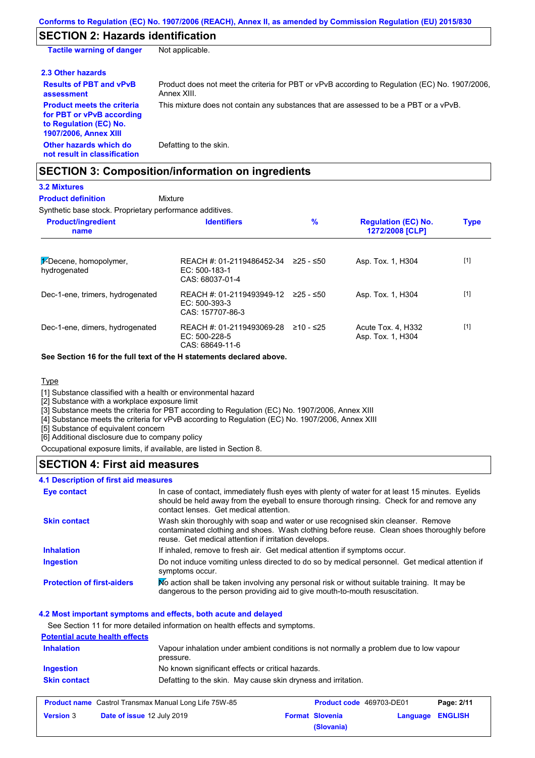Conforms to Regulation (EC) No. 1907/2006 (REACH), Annex II, as amended by Commission Regulation (EU) 2015/830

## SECTION 2: Hazards identification

| | |
|---|---|
| **Tactile warning of danger** | Not applicable. |

**2.3 Other hazards**

| | |
|---|---|
| **Results of PBT and vPvB assessment** | Product does not meet the criteria for PBT or vPvB according to Regulation (EC) No. 1907/2006, Annex XIII. |
| **Product meets the criteria for PBT or vPvB according to Regulation (EC) No. 1907/2006, Annex XIII** | This mixture does not contain any substances that are assessed to be a PBT or a vPvB. |
| **Other hazards which do not result in classification** | Defatting to the skin. |

## SECTION 3: Composition/information on ingredients

**3.2 Mixtures**

**Product definition** Mixture

Synthetic base stock. Proprietary performance additives.

| Product/ingredient name | Identifiers | % | Regulation (EC) No. 1272/2008 [CLP] | Type |
|---|---|---|---|---|
| 1-Decene, homopolymer, hydrogenated | REACH #: 01-2119486452-34<br>EC: 500-183-1<br>CAS: 68037-01-4 | ≥25 - ≤50 | Asp. Tox. 1, H304 | [1] |
| Dec-1-ene, trimers, hydrogenated | REACH #: 01-2119493949-12<br>EC: 500-393-3<br>CAS: 157707-86-3 | ≥25 - ≤50 | Asp. Tox. 1, H304 | [1] |
| Dec-1-ene, dimers, hydrogenated | REACH #: 01-2119493069-28<br>EC: 500-228-5<br>CAS: 68649-11-6 | ≥10 - ≤25 | Acute Tox. 4, H332<br>Asp. Tox. 1, H304 | [1] |

**See Section 16 for the full text of the H statements declared above.**

Type

[1] Substance classified with a health or environmental hazard
[2] Substance with a workplace exposure limit
[3] Substance meets the criteria for PBT according to Regulation (EC) No. 1907/2006, Annex XIII
[4] Substance meets the criteria for vPvB according to Regulation (EC) No. 1907/2006, Annex XIII
[5] Substance of equivalent concern
[6] Additional disclosure due to company policy

Occupational exposure limits, if available, are listed in Section 8.

## SECTION 4: First aid measures

**4.1 Description of first aid measures**

| | |
|---|---|
| **Eye contact** | In case of contact, immediately flush eyes with plenty of water for at least 15 minutes. Eyelids should be held away from the eyeball to ensure thorough rinsing. Check for and remove any contact lenses. Get medical attention. |
| **Skin contact** | Wash skin thoroughly with soap and water or use recognised skin cleanser. Remove contaminated clothing and shoes. Wash clothing before reuse. Clean shoes thoroughly before reuse. Get medical attention if irritation develops. |
| **Inhalation** | If inhaled, remove to fresh air. Get medical attention if symptoms occur. |
| **Ingestion** | Do not induce vomiting unless directed to do so by medical personnel. Get medical attention if symptoms occur. |
| **Protection of first-aiders** | No action shall be taken involving any personal risk or without suitable training. It may be dangerous to the person providing aid to give mouth-to-mouth resuscitation. |

**4.2 Most important symptoms and effects, both acute and delayed**

See Section 11 for more detailed information on health effects and symptoms.

**Potential acute health effects**

| | |
|---|---|
| **Inhalation** | Vapour inhalation under ambient conditions is not normally a problem due to low vapour pressure. |
| **Ingestion** | No known significant effects or critical hazards. |
| **Skin contact** | Defatting to the skin. May cause skin dryness and irritation. |

| | | | |
|---|---|---|---|
| **Product name** Castrol Transmax Manual Long Life 75W-85 | | **Product code** 469703-DE01 | |
| **Version** 3 | **Date of issue** 12 July 2019 | **Format** Slovenia (Slovania) | **Language** ENGLISH |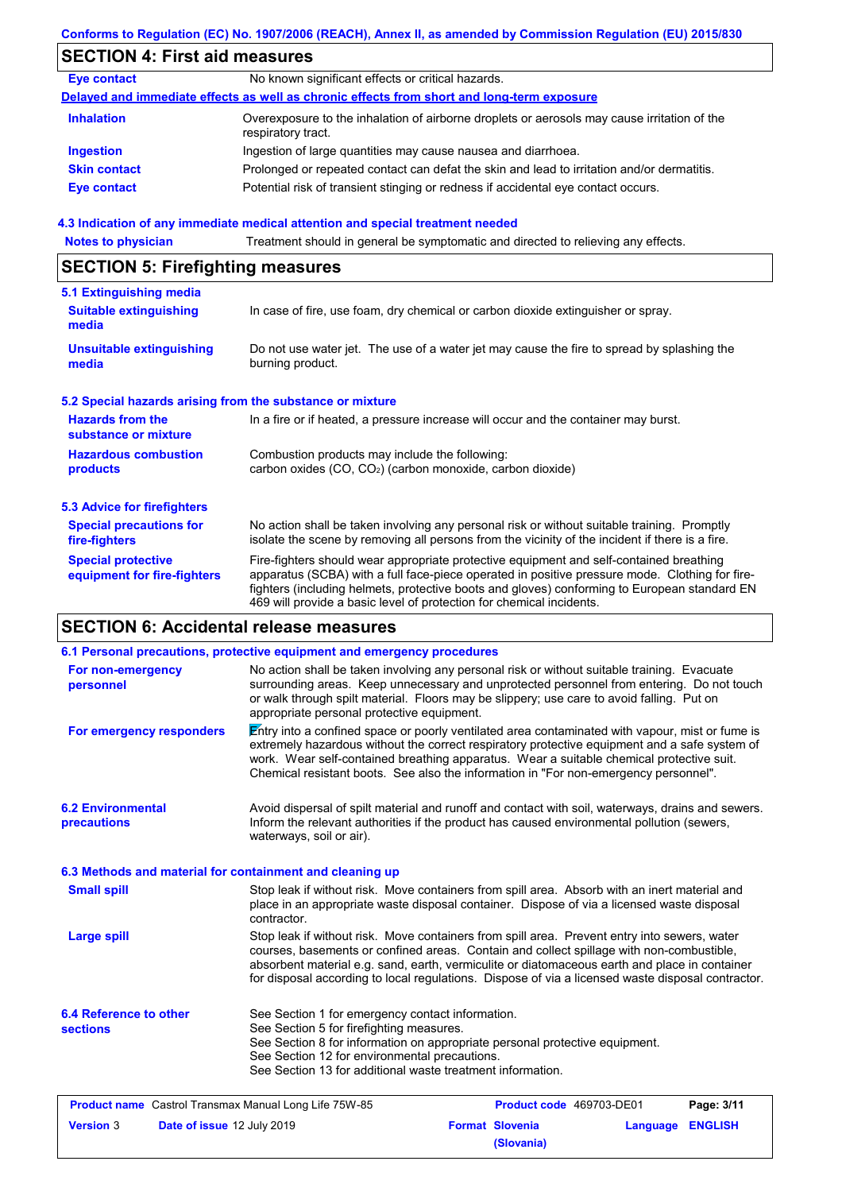## SECTION 4: First aid measures

| | |
|---|---|
| **Eye contact** | No known significant effects or critical hazards. |

**Delayed and immediate effects as well as chronic effects from short and long-term exposure**

| | |
|---|---|
| **Inhalation** | Overexposure to the inhalation of airborne droplets or aerosols may cause irritation of the respiratory tract. |
| **Ingestion** | Ingestion of large quantities may cause nausea and diarrhoea. |
| **Skin contact** | Prolonged or repeated contact can defat the skin and lead to irritation and/or dermatitis. |
| **Eye contact** | Potential risk of transient stinging or redness if accidental eye contact occurs. |

### 4.3 Indication of any immediate medical attention and special treatment needed

| | |
|---|---|
| **Notes to physician** | Treatment should in general be symptomatic and directed to relieving any effects. |

## SECTION 5: Firefighting measures

### 5.1 Extinguishing media

| | |
|---|---|
| **Suitable extinguishing media** | In case of fire, use foam, dry chemical or carbon dioxide extinguisher or spray. |
| **Unsuitable extinguishing media** | Do not use water jet. The use of a water jet may cause the fire to spread by splashing the burning product. |

### 5.2 Special hazards arising from the substance or mixture

| | |
|---|---|
| **Hazards from the substance or mixture** | In a fire or if heated, a pressure increase will occur and the container may burst. |
| **Hazardous combustion products** | Combustion products may include the following: carbon oxides (CO, $CO_2$) (carbon monoxide, carbon dioxide) |

### 5.3 Advice for firefighters

| | |
|---|---|
| **Special precautions for fire-fighters** | No action shall be taken involving any personal risk or without suitable training. Promptly isolate the scene by removing all persons from the vicinity of the incident if there is a fire. |
| **Special protective equipment for fire-fighters** | Fire-fighters should wear appropriate protective equipment and self-contained breathing apparatus (SCBA) with a full face-piece operated in positive pressure mode. Clothing for fire-fighters (including helmets, protective boots and gloves) conforming to European standard EN 469 will provide a basic level of protection for chemical incidents. |

## SECTION 6: Accidental release measures

### 6.1 Personal precautions, protective equipment and emergency procedures

| | |
|---|---|
| **For non-emergency personnel** | No action shall be taken involving any personal risk or without suitable training. Evacuate surrounding areas. Keep unnecessary and unprotected personnel from entering. Do not touch or walk through spilt material. Floors may be slippery; use care to avoid falling. Put on appropriate personal protective equipment. |
| **For emergency responders** | Entry into a confined space or poorly ventilated area contaminated with vapour, mist or fume is extremely hazardous without the correct respiratory protective equipment and a safe system of work. Wear self-contained breathing apparatus. Wear a suitable chemical protective suit. Chemical resistant boots. See also the information in "For non-emergency personnel". |

| | |
|---|---|
| **6.2 Environmental precautions** | Avoid dispersal of spilt material and runoff and contact with soil, waterways, drains and sewers. Inform the relevant authorities if the product has caused environmental pollution (sewers, waterways, soil or air). |

### 6.3 Methods and material for containment and cleaning up

| | |
|---|---|
| **Small spill** | Stop leak if without risk. Move containers from spill area. Absorb with an inert material and place in an appropriate waste disposal container. Dispose of via a licensed waste disposal contractor. |
| **Large spill** | Stop leak if without risk. Move containers from spill area. Prevent entry into sewers, water courses, basements or confined areas. Contain and collect spillage with non-combustible, absorbent material e.g. sand, earth, vermiculite or diatomaceous earth and place in container for disposal according to local regulations. Dispose of via a licensed waste disposal contractor. |

| | |
|---|---|
| **6.4 Reference to other sections** | See Section 1 for emergency contact information.<br>See Section 5 for firefighting measures.<br>See Section 8 for information on appropriate personal protective equipment.<br>See Section 12 for environmental precautions.<br>See Section 13 for additional waste treatment information. |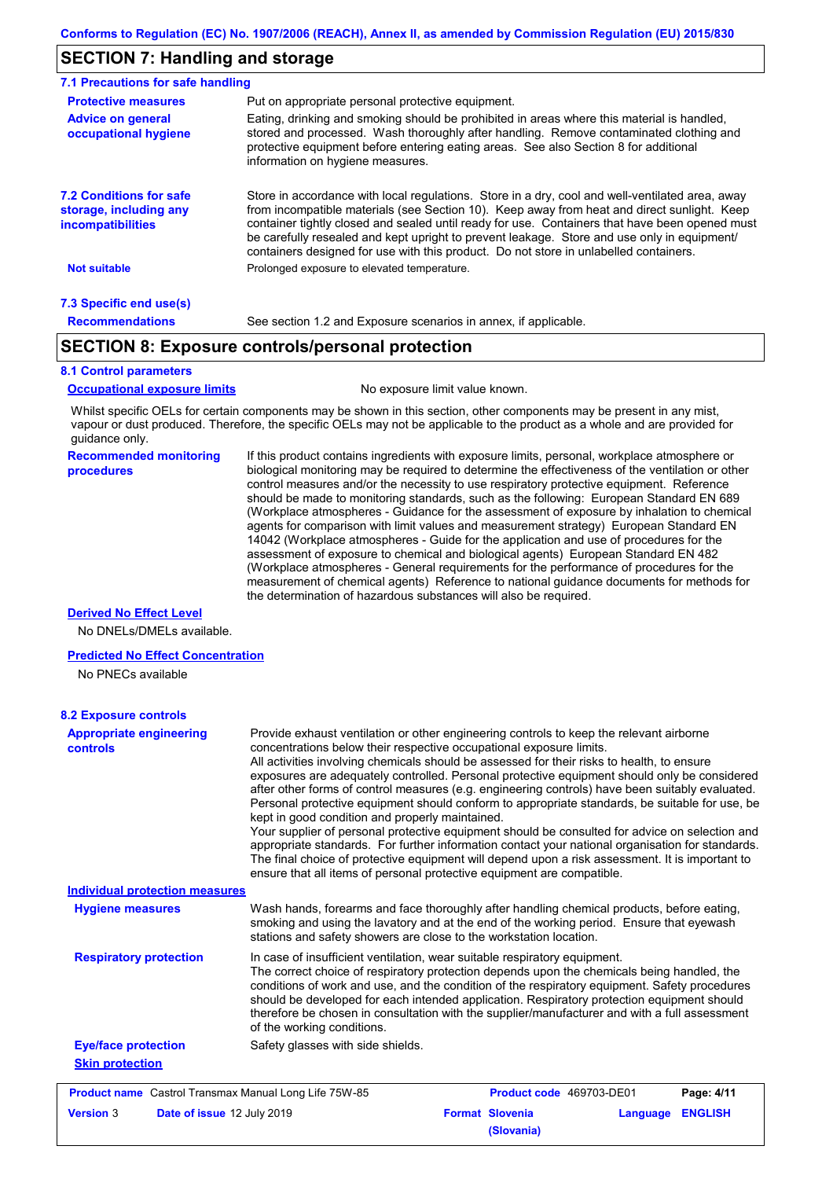## SECTION 7: Handling and storage

### 7.1 Precautions for safe handling

**Protective measures**
Put on appropriate personal protective equipment.

**Advice on general occupational hygiene**
Eating, drinking and smoking should be prohibited in areas where this material is handled, stored and processed. Wash thoroughly after handling. Remove contaminated clothing and protective equipment before entering eating areas. See also Section 8 for additional information on hygiene measures.

### 7.2 Conditions for safe storage, including any incompatibilities

Store in accordance with local regulations. Store in a dry, cool and well-ventilated area, away from incompatible materials (see Section 10). Keep away from heat and direct sunlight. Keep container tightly closed and sealed until ready for use. Containers that have been opened must be carefully resealed and kept upright to prevent leakage. Store and use only in equipment/ containers designed for use with this product. Do not store in unlabelled containers.

**Not suitable**
Prolonged exposure to elevated temperature.

### 7.3 Specific end use(s)

**Recommendations**
See section 1.2 and Exposure scenarios in annex, if applicable.

## SECTION 8: Exposure controls/personal protection

### 8.1 Control parameters

**Occupational exposure limits**
No exposure limit value known.

Whilst specific OELs for certain components may be shown in this section, other components may be present in any mist, vapour or dust produced. Therefore, the specific OELs may not be applicable to the product as a whole and are provided for guidance only.

**Recommended monitoring procedures**
If this product contains ingredients with exposure limits, personal, workplace atmosphere or biological monitoring may be required to determine the effectiveness of the ventilation or other control measures and/or the necessity to use respiratory protective equipment. Reference should be made to monitoring standards, such as the following: European Standard EN 689 (Workplace atmospheres - Guidance for the assessment of exposure by inhalation to chemical agents for comparison with limit values and measurement strategy) European Standard EN 14042 (Workplace atmospheres - Guide for the application and use of procedures for the assessment of exposure to chemical and biological agents) European Standard EN 482 (Workplace atmospheres - General requirements for the performance of procedures for the measurement of chemical agents) Reference to national guidance documents for methods for the determination of hazardous substances will also be required.

**Derived No Effect Level**
No DNELs/DMELs available.

**Predicted No Effect Concentration**
No PNECs available

### 8.2 Exposure controls

**Appropriate engineering controls**
Provide exhaust ventilation or other engineering controls to keep the relevant airborne concentrations below their respective occupational exposure limits.
All activities involving chemicals should be assessed for their risks to health, to ensure exposures are adequately controlled. Personal protective equipment should only be considered after other forms of control measures (e.g. engineering controls) have been suitably evaluated. Personal protective equipment should conform to appropriate standards, be suitable for use, be kept in good condition and properly maintained.
Your supplier of personal protective equipment should be consulted for advice on selection and appropriate standards. For further information contact your national organisation for standards. The final choice of protective equipment will depend upon a risk assessment. It is important to ensure that all items of personal protective equipment are compatible.

**Individual protection measures**

**Hygiene measures**
Wash hands, forearms and face thoroughly after handling chemical products, before eating, smoking and using the lavatory and at the end of the working period. Ensure that eyewash stations and safety showers are close to the workstation location.

**Respiratory protection**
In case of insufficient ventilation, wear suitable respiratory equipment.
The correct choice of respiratory protection depends upon the chemicals being handled, the conditions of work and use, and the condition of the respiratory equipment. Safety procedures should be developed for each intended application. Respiratory protection equipment should therefore be chosen in consultation with the supplier/manufacturer and with a full assessment of the working conditions.

**Eye/face protection**
Safety glasses with side shields.

**Skin protection**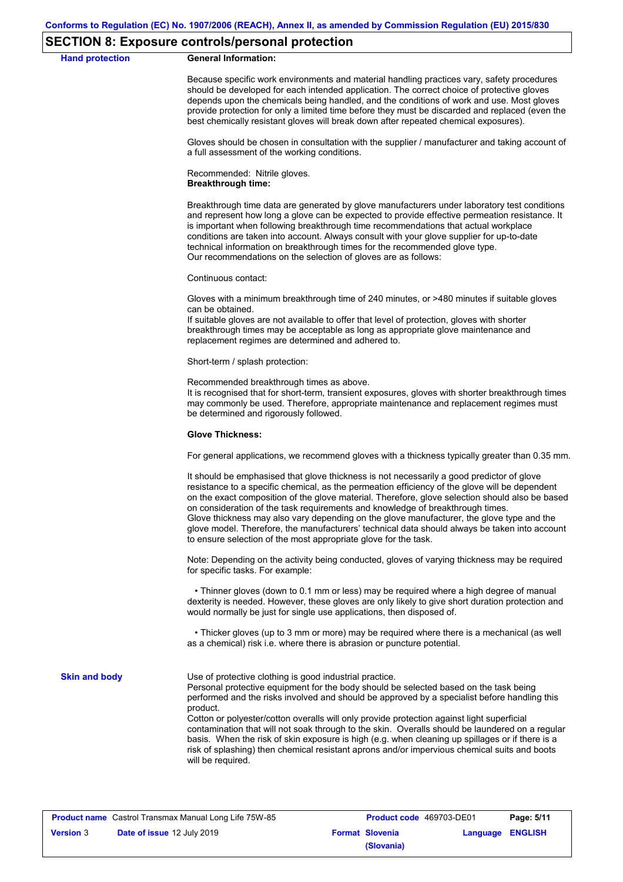## SECTION 8: Exposure controls/personal protection

**Hand protection**

**General Information:**

Because specific work environments and material handling practices vary, safety procedures should be developed for each intended application. The correct choice of protective gloves depends upon the chemicals being handled, and the conditions of work and use. Most gloves provide protection for only a limited time before they must be discarded and replaced (even the best chemically resistant gloves will break down after repeated chemical exposures).

Gloves should be chosen in consultation with the supplier / manufacturer and taking account of a full assessment of the working conditions.

Recommended: Nitrile gloves.

**Breakthrough time:**

Breakthrough time data are generated by glove manufacturers under laboratory test conditions and represent how long a glove can be expected to provide effective permeation resistance. It is important when following breakthrough time recommendations that actual workplace conditions are taken into account. Always consult with your glove supplier for up-to-date technical information on breakthrough times for the recommended glove type.
Our recommendations on the selection of gloves are as follows:

Continuous contact:

Gloves with a minimum breakthrough time of 240 minutes, or >480 minutes if suitable gloves can be obtained.
If suitable gloves are not available to offer that level of protection, gloves with shorter breakthrough times may be acceptable as long as appropriate glove maintenance and replacement regimes are determined and adhered to.

Short-term / splash protection:

Recommended breakthrough times as above.
It is recognised that for short-term, transient exposures, gloves with shorter breakthrough times may commonly be used. Therefore, appropriate maintenance and replacement regimes must be determined and rigorously followed.

**Glove Thickness:**

For general applications, we recommend gloves with a thickness typically greater than 0.35 mm.

It should be emphasised that glove thickness is not necessarily a good predictor of glove resistance to a specific chemical, as the permeation efficiency of the glove will be dependent on the exact composition of the glove material. Therefore, glove selection should also be based on consideration of the task requirements and knowledge of breakthrough times.
Glove thickness may also vary depending on the glove manufacturer, the glove type and the glove model. Therefore, the manufacturers' technical data should always be taken into account to ensure selection of the most appropriate glove for the task.

Note: Depending on the activity being conducted, gloves of varying thickness may be required for specific tasks. For example:

- Thinner gloves (down to 0.1 mm or less) may be required where a high degree of manual dexterity is needed. However, these gloves are only likely to give short duration protection and would normally be just for single use applications, then disposed of.

- Thicker gloves (up to 3 mm or more) may be required where there is a mechanical (as well as a chemical) risk i.e. where there is abrasion or puncture potential.

**Skin and body**

Use of protective clothing is good industrial practice.
Personal protective equipment for the body should be selected based on the task being performed and the risks involved and should be approved by a specialist before handling this product.
Cotton or polyester/cotton overalls will only provide protection against light superficial contamination that will not soak through to the skin. Overalls should be laundered on a regular basis. When the risk of skin exposure is high (e.g. when cleaning up spillages or if there is a risk of splashing) then chemical resistant aprons and/or impervious chemical suits and boots will be required.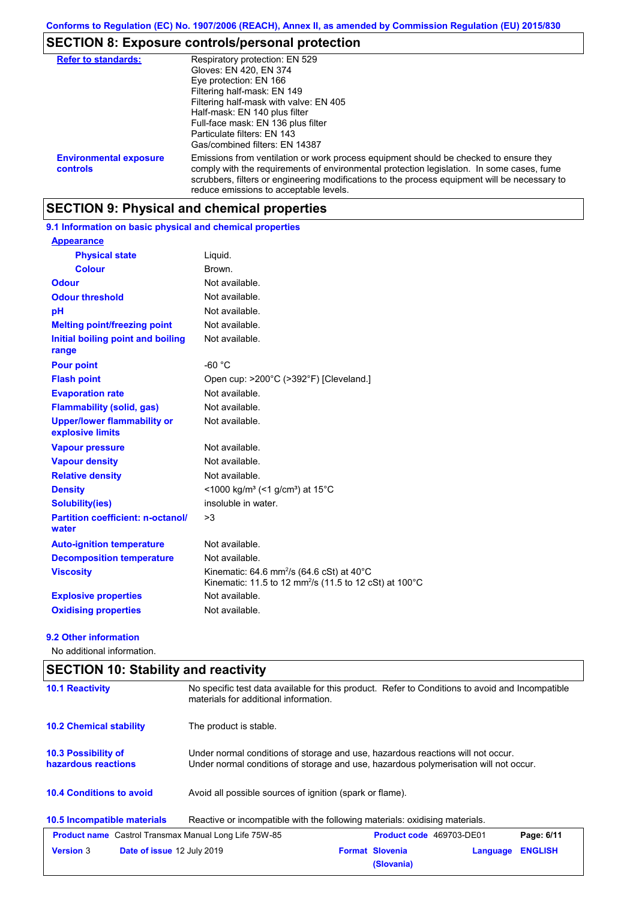Conforms to Regulation (EC) No. 1907/2006 (REACH), Annex II, as amended by Commission Regulation (EU) 2015/830

## SECTION 8: Exposure controls/personal protection

| | |
|---|---|
| **Refer to standards:** | Respiratory protection: EN 529<br>Gloves: EN 420, EN 374<br>Eye protection: EN 166<br>Filtering half-mask: EN 149<br>Filtering half-mask with valve: EN 405<br>Half-mask: EN 140 plus filter<br>Full-face mask: EN 136 plus filter<br>Particulate filters: EN 143<br>Gas/combined filters: EN 14387 |
| **Environmental exposure controls** | Emissions from ventilation or work process equipment should be checked to ensure they comply with the requirements of environmental protection legislation. In some cases, fume scrubbers, filters or engineering modifications to the process equipment will be necessary to reduce emissions to acceptable levels. |

## SECTION 9: Physical and chemical properties

### 9.1 Information on basic physical and chemical properties

| | |
|---|---|
| **Appearance** | |
| **Physical state** | Liquid. |
| **Colour** | Brown. |
| **Odour** | Not available. |
| **Odour threshold** | Not available. |
| **pH** | Not available. |
| **Melting point/freezing point** | Not available. |
| **Initial boiling point and boiling range** | Not available. |
| **Pour point** | -60 °C |
| **Flash point** | Open cup: >200°C (>392°F) [Cleveland.] |
| **Evaporation rate** | Not available. |
| **Flammability (solid, gas)** | Not available. |
| **Upper/lower flammability or explosive limits** | Not available. |
| **Vapour pressure** | Not available. |
| **Vapour density** | Not available. |
| **Relative density** | Not available. |
| **Density** | <1000 kg/m³ (<1 g/cm³) at 15°C |
| **Solubility(ies)** | insoluble in water. |
| **Partition coefficient: n-octanol/ water** | >3 |
| **Auto-ignition temperature** | Not available. |
| **Decomposition temperature** | Not available. |
| **Viscosity** | Kinematic: 64.6 $mm^2/s$ (64.6 cSt) at 40°C<br>Kinematic: 11.5 to 12 $mm^2/s$ (11.5 to 12 cSt) at 100°C |
| **Explosive properties** | Not available. |
| **Oxidising properties** | Not available. |

### 9.2 Other information

No additional information.

## SECTION 10: Stability and reactivity

| | |
|---|---|
| **10.1 Reactivity** | No specific test data available for this product. Refer to Conditions to avoid and Incompatible materials for additional information. |
| **10.2 Chemical stability** | The product is stable. |
| **10.3 Possibility of hazardous reactions** | Under normal conditions of storage and use, hazardous reactions will not occur.<br>Under normal conditions of storage and use, hazardous polymerisation will not occur. |
| **10.4 Conditions to avoid** | Avoid all possible sources of ignition (spark or flame). |
| **10.5 Incompatible materials** | Reactive or incompatible with the following materials: oxidising materials. |

| | | | |
|---|---|---|---|
| **Product name** Castrol Transmax Manual Long Life 75W-85 | | **Product code** 469703-DE01 | |
| **Version** 3 | **Date of issue** 12 July 2019 | **Format** Slovenia (Slovania) | **Language** ENGLISH |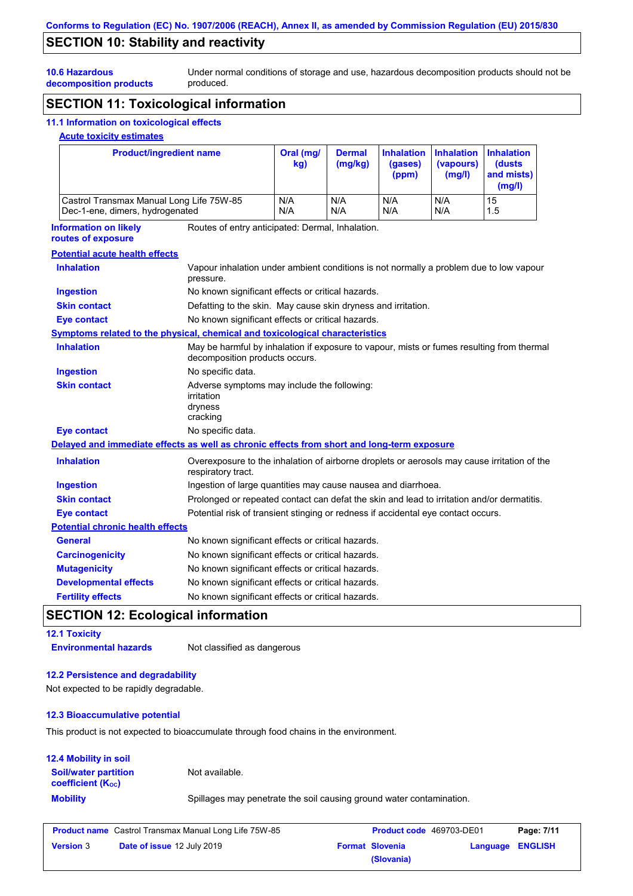## SECTION 10: Stability and reactivity

**10.6 Hazardous decomposition products**

Under normal conditions of storage and use, hazardous decomposition products should not be produced.

## SECTION 11: Toxicological information

### 11.1 Information on toxicological effects

**Acute toxicity estimates**

| Product/ingredient name | Oral (mg/kg) | Dermal (mg/kg) | Inhalation (gases) (ppm) | Inhalation (vapours) (mg/l) | Inhalation (dusts and mists) (mg/l) |
|---|---|---|---|---|---|
| Castrol Transmax Manual Long Life 75W-85 | N/A | N/A | N/A | N/A | 15 |
| Dec-1-ene, dimers, hydrogenated | N/A | N/A | N/A | N/A | 1.5 |

**Information on likely routes of exposure**: Routes of entry anticipated: Dermal, Inhalation.

**Potential acute health effects**

**Inhalation**: Vapour inhalation under ambient conditions is not normally a problem due to low vapour pressure.

**Ingestion**: No known significant effects or critical hazards.

**Skin contact**: Defatting to the skin. May cause skin dryness and irritation.

**Eye contact**: No known significant effects or critical hazards.

**Symptoms related to the physical, chemical and toxicological characteristics**

**Inhalation**: May be harmful by inhalation if exposure to vapour, mists or fumes resulting from thermal decomposition products occurs.

**Ingestion**: No specific data.

**Skin contact**: Adverse symptoms may include the following:
irritation
dryness
cracking

**Eye contact**: No specific data.

**Delayed and immediate effects as well as chronic effects from short and long-term exposure**

**Inhalation**: Overexposure to the inhalation of airborne droplets or aerosols may cause irritation of the respiratory tract.

**Ingestion**: Ingestion of large quantities may cause nausea and diarrhoea.

**Skin contact**: Prolonged or repeated contact can defat the skin and lead to irritation and/or dermatitis.

**Eye contact**: Potential risk of transient stinging or redness if accidental eye contact occurs.

**Potential chronic health effects**

**General**: No known significant effects or critical hazards.

**Carcinogenicity**: No known significant effects or critical hazards.

**Mutagenicity**: No known significant effects or critical hazards.

**Developmental effects**: No known significant effects or critical hazards.

**Fertility effects**: No known significant effects or critical hazards.

## SECTION 12: Ecological information

### 12.1 Toxicity

**Environmental hazards**: Not classified as dangerous

### 12.2 Persistence and degradability

Not expected to be rapidly degradable.

### 12.3 Bioaccumulative potential

This product is not expected to bioaccumulate through food chains in the environment.

### 12.4 Mobility in soil

**Soil/water partition coefficient ($K_{OC}$)**: Not available.

**Mobility**: Spillages may penetrate the soil causing ground water contamination.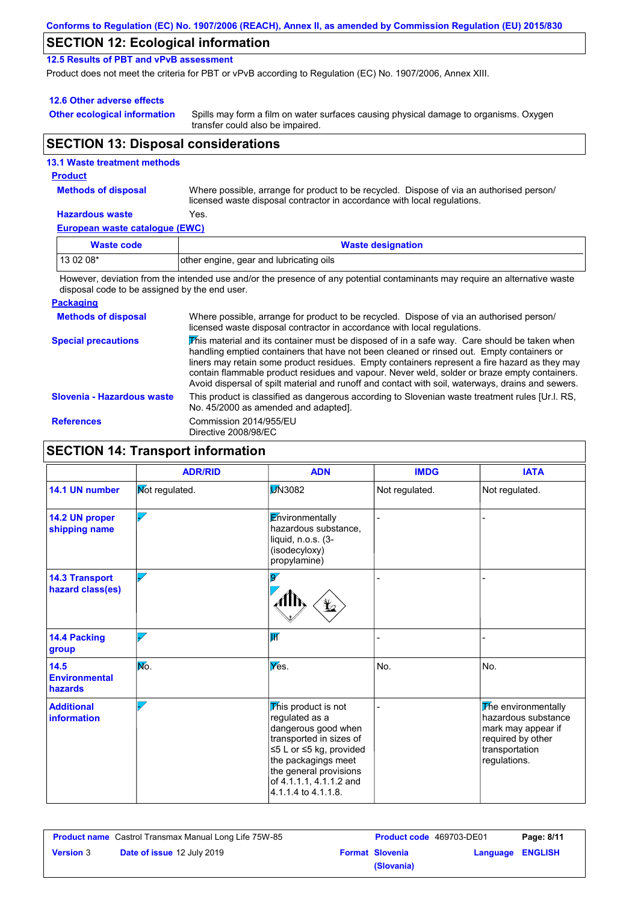Conforms to Regulation (EC) No. 1907/2006 (REACH), Annex II, as amended by Commission Regulation (EU) 2015/830

## SECTION 12: Ecological information

### 12.5 Results of PBT and vPvB assessment

Product does not meet the criteria for PBT or vPvB according to Regulation (EC) No. 1907/2006, Annex XIII.

### 12.6 Other adverse effects

**Other ecological information**: Spills may form a film on water surfaces causing physical damage to organisms. Oxygen transfer could also be impaired.

## SECTION 13: Disposal considerations

### 13.1 Waste treatment methods

**Product**

**Methods of disposal**: Where possible, arrange for product to be recycled. Dispose of via an authorised person/ licensed waste disposal contractor in accordance with local regulations.

**Hazardous waste**: Yes.

**European waste catalogue (EWC)**

| Waste code | Waste designation |
|---|---|
| 13 02 08* | other engine, gear and lubricating oils |

However, deviation from the intended use and/or the presence of any potential contaminants may require an alternative waste disposal code to be assigned by the end user.

**Packaging**

**Methods of disposal**: Where possible, arrange for product to be recycled. Dispose of via an authorised person/ licensed waste disposal contractor in accordance with local regulations.

**Special precautions**: This material and its container must be disposed of in a safe way. Care should be taken when handling emptied containers that have not been cleaned or rinsed out. Empty containers or liners may retain some product residues. Empty containers represent a fire hazard as they may contain flammable product residues and vapour. Never weld, solder or braze empty containers. Avoid dispersal of spilt material and runoff and contact with soil, waterways, drains and sewers.

**Slovenia - Hazardous waste**: This product is classified as dangerous according to Slovenian waste treatment rules [Ur.l. RS, No. 45/2000 as amended and adapted].

**References**: Commission 2014/955/EU
Directive 2008/98/EC

## SECTION 14: Transport information

| | ADR/RID | ADN | IMDG | IATA |
|---|---|---|---|---|
| **14.1 UN number** | Not regulated. | UN3082 | Not regulated. | Not regulated. |
| **14.2 UN proper shipping name** | - | Environmentally hazardous substance, liquid, n.o.s. (3-(isodecyloxy) propylamine) | - | - |
| **14.3 Transport hazard class(es)** | - | 9 | - | - |
| **14.4 Packing group** | - | III | - | - |
| **14.5 Environmental hazards** | No. | Yes. | No. | No. |
| **Additional information** | - | This product is not regulated as a dangerous good when transported in sizes of ≤5 L or ≤5 kg, provided the packagings meet the general provisions of 4.1.1.1, 4.1.1.2 and 4.1.1.4 to 4.1.1.8. | - | The environmentally hazardous substance mark may appear if required by other transportation regulations. |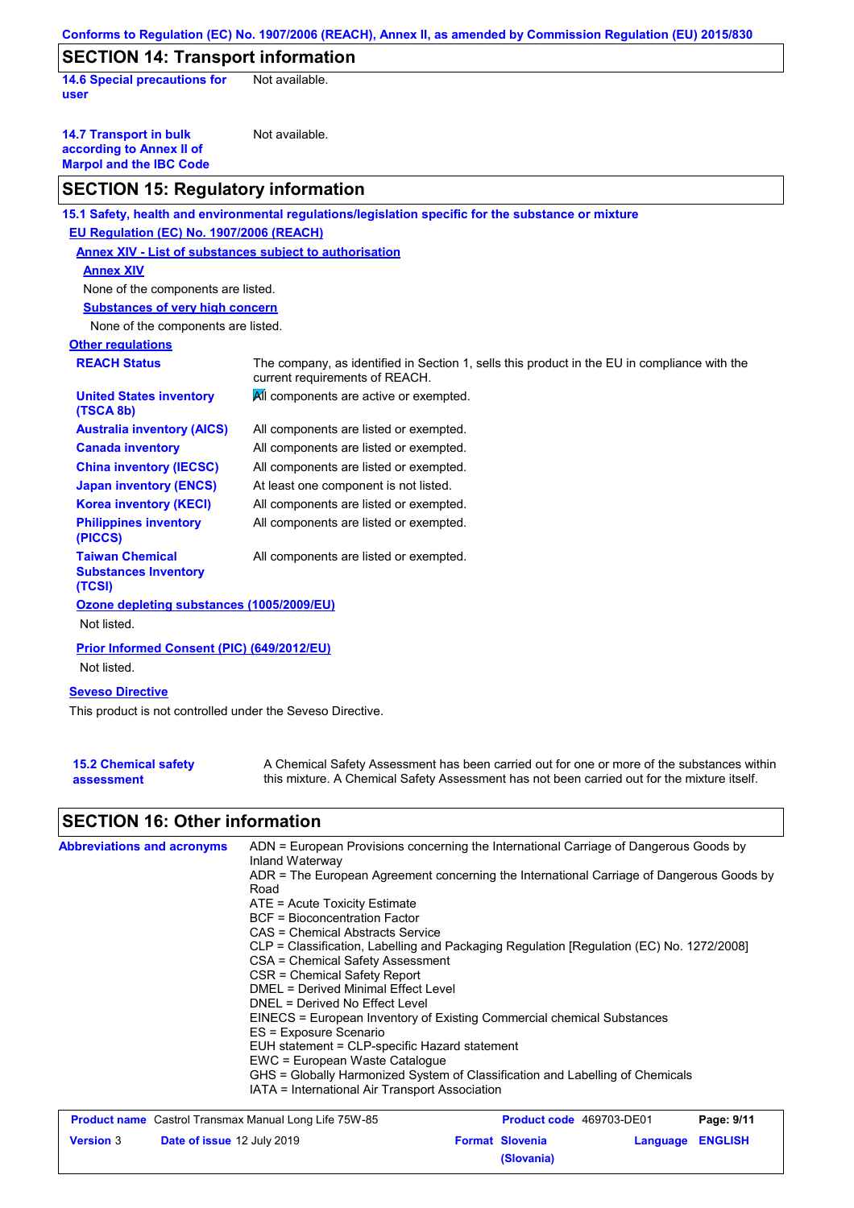Conforms to Regulation (EC) No. 1907/2006 (REACH), Annex II, as amended by Commission Regulation (EU) 2015/830

## SECTION 14: Transport information

| | |
|---|---|
| **14.6 Special precautions for user** | Not available. |
| **14.7 Transport in bulk according to Annex II of Marpol and the IBC Code** | Not available. |

## SECTION 15: Regulatory information

**15.1 Safety, health and environmental regulations/legislation specific for the substance or mixture**

**EU Regulation (EC) No. 1907/2006 (REACH)**

**Annex XIV - List of substances subject to authorisation**

**Annex XIV**

None of the components are listed.

**Substances of very high concern**

None of the components are listed.

**Other regulations**

| | |
|---|---|
| **REACH Status** | The company, as identified in Section 1, sells this product in the EU in compliance with the current requirements of REACH. |
| **United States inventory (TSCA 8b)** | All components are active or exempted. |
| **Australia inventory (AICS)** | All components are listed or exempted. |
| **Canada inventory** | All components are listed or exempted. |
| **China inventory (IECSC)** | All components are listed or exempted. |
| **Japan inventory (ENCS)** | At least one component is not listed. |
| **Korea inventory (KECI)** | All components are listed or exempted. |
| **Philippines inventory (PICCS)** | All components are listed or exempted. |
| **Taiwan Chemical Substances Inventory (TCSI)** | All components are listed or exempted. |

**Ozone depleting substances (1005/2009/EU)**

Not listed.

**Prior Informed Consent (PIC) (649/2012/EU)**

Not listed.

**Seveso Directive**

This product is not controlled under the Seveso Directive.

| | |
|---|---|
| **15.2 Chemical safety assessment** | A Chemical Safety Assessment has been carried out for one or more of the substances within this mixture. A Chemical Safety Assessment has not been carried out for the mixture itself. |

## SECTION 16: Other information

**Abbreviations and acronyms**

ADN = European Provisions concerning the International Carriage of Dangerous Goods by Inland Waterway
ADR = The European Agreement concerning the International Carriage of Dangerous Goods by Road
ATE = Acute Toxicity Estimate
BCF = Bioconcentration Factor
CAS = Chemical Abstracts Service
CLP = Classification, Labelling and Packaging Regulation [Regulation (EC) No. 1272/2008]
CSA = Chemical Safety Assessment
CSR = Chemical Safety Report
DMEL = Derived Minimal Effect Level
DNEL = Derived No Effect Level
EINECS = European Inventory of Existing Commercial chemical Substances
ES = Exposure Scenario
EUH statement = CLP-specific Hazard statement
EWC = European Waste Catalogue
GHS = Globally Harmonized System of Classification and Labelling of Chemicals
IATA = International Air Transport Association

| | | | |
|---|---|---|---|
| **Product name** Castrol Transmax Manual Long Life 75W-85 | | **Product code** 469703-DE01 | |
| **Version** 3 | **Date of issue** 12 July 2019 | **Format** Slovenia (Slovania) | **Language** ENGLISH |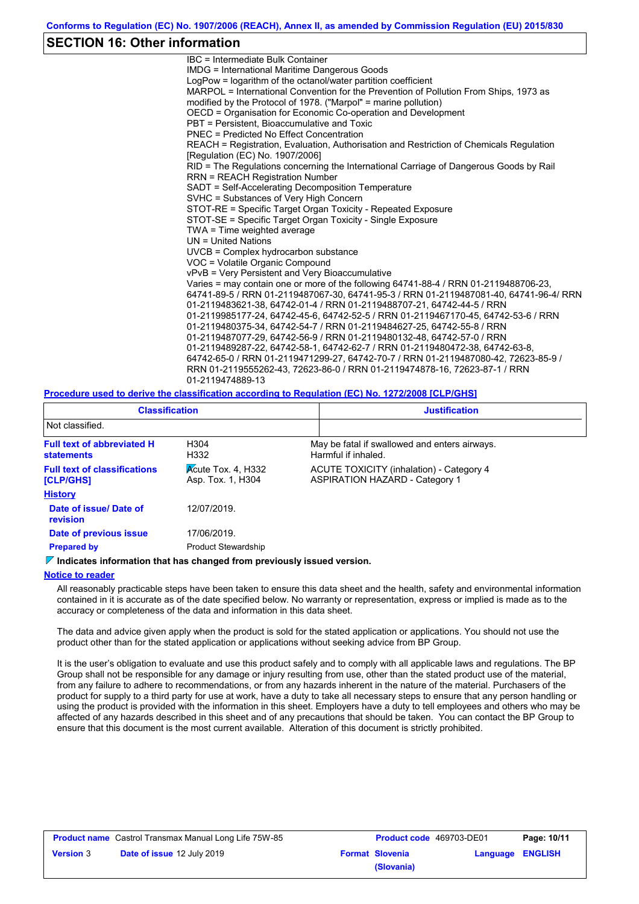## SECTION 16: Other information

IBC = Intermediate Bulk Container
IMDG = International Maritime Dangerous Goods
LogPow = logarithm of the octanol/water partition coefficient
MARPOL = International Convention for the Prevention of Pollution From Ships, 1973 as modified by the Protocol of 1978. ("Marpol" = marine pollution)
OECD = Organisation for Economic Co-operation and Development
PBT = Persistent, Bioaccumulative and Toxic
PNEC = Predicted No Effect Concentration
REACH = Registration, Evaluation, Authorisation and Restriction of Chemicals Regulation [Regulation (EC) No. 1907/2006]
RID = The Regulations concerning the International Carriage of Dangerous Goods by Rail
RRN = REACH Registration Number
SADT = Self-Accelerating Decomposition Temperature
SVHC = Substances of Very High Concern
STOT-RE = Specific Target Organ Toxicity - Repeated Exposure
STOT-SE = Specific Target Organ Toxicity - Single Exposure
TWA = Time weighted average
UN = United Nations
UVCB = Complex hydrocarbon substance
VOC = Volatile Organic Compound
vPvB = Very Persistent and Very Bioaccumulative
Varies = may contain one or more of the following 64741-88-4 / RRN 01-2119488706-23, 64741-89-5 / RRN 01-2119487067-30, 64741-95-3 / RRN 01-2119487081-40, 64741-96-4/ RRN 01-2119483621-38, 64742-01-4 / RRN 01-2119488707-21, 64742-44-5 / RRN 01-2119985177-24, 64742-45-6, 64742-52-5 / RRN 01-2119467170-45, 64742-53-6 / RRN 01-2119480375-34, 64742-54-7 / RRN 01-2119484627-25, 64742-55-8 / RRN 01-2119487077-29, 64742-56-9 / RRN 01-2119480132-48, 64742-57-0 / RRN 01-2119489287-22, 64742-58-1, 64742-62-7 / RRN 01-2119480472-38, 64742-63-8, 64742-65-0 / RRN 01-2119471299-27, 64742-70-7 / RRN 01-2119487080-42, 72623-85-9 / RRN 01-2119555262-43, 72623-86-0 / RRN 01-2119474878-16, 72623-87-1 / RRN 01-2119474889-13

**Procedure used to derive the classification according to Regulation (EC) No. 1272/2008 [CLP/GHS]**

| Classification | Justification |
|---|---|
| Not classified. | |

| | | |
|---|---|---|
| **Full text of abbreviated H statements** | H304<br>H332 | May be fatal if swallowed and enters airways.<br>Harmful if inhaled. |
| **Full text of classifications [CLP/GHS]** | Acute Tox. 4, H332<br>Asp. Tox. 1, H304 | ACUTE TOXICITY (inhalation) - Category 4<br>ASPIRATION HAZARD - Category 1 |

**History**

| | |
|---|---|
| **Date of issue/ Date of revision** | 12/07/2019. |
| **Date of previous issue** | 17/06/2019. |
| **Prepared by** | Product Stewardship |

**Indicates information that has changed from previously issued version.**

**Notice to reader**

All reasonably practicable steps have been taken to ensure this data sheet and the health, safety and environmental information contained in it is accurate as of the date specified below. No warranty or representation, express or implied is made as to the accuracy or completeness of the data and information in this data sheet.

The data and advice given apply when the product is sold for the stated application or applications. You should not use the product other than for the stated application or applications without seeking advice from BP Group.

It is the user's obligation to evaluate and use this product safely and to comply with all applicable laws and regulations. The BP Group shall not be responsible for any damage or injury resulting from use, other than the stated product use of the material, from any failure to adhere to recommendations, or from any hazards inherent in the nature of the material. Purchasers of the product for supply to a third party for use at work, have a duty to take all necessary steps to ensure that any person handling or using the product is provided with the information in this sheet. Employers have a duty to tell employees and others who may be affected of any hazards described in this sheet and of any precautions that should be taken. You can contact the BP Group to ensure that this document is the most current available. Alteration of this document is strictly prohibited.